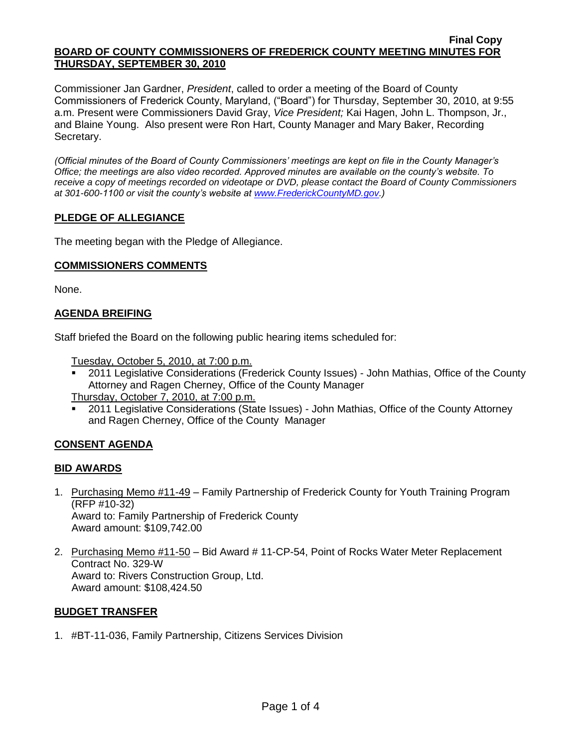**Final Copy**

**BOARD OF COUNTY COMMISSIONERS OF FREDERICK COUNTY MEETING MINUTES FOR THURSDAY, SEPTEMBER 30, 2010**

Commissioner Jan Gardner, *President*, called to order a meeting of the Board of County Commissioners of Frederick County, Maryland, ("Board") for Thursday, September 30, 2010, at 9:55 a.m. Present were Commissioners David Gray, *Vice President;* Kai Hagen, John L. Thompson, Jr., and Blaine Young. Also present were Ron Hart, County Manager and Mary Baker, Recording Secretary.

*(Official minutes of the Board of County Commissioners' meetings are kept on file in the County Manager's Office; the meetings are also video recorded. Approved minutes are available on the county's website. To receive a copy of meetings recorded on videotape or DVD, please contact the Board of County Commissioners at 301-600-1100 or visit the county's website at www.FrederickCountyMD.gov.)*

## PLEDGE OF ALLEGIANCE

The meeting began with the Pledge of Allegiance.

## COMMISSIONERS COMMENTS

None.

## AGENDA BREIFING

Staff briefed the Board on the following public hearing items scheduled for:

Tuesday, October 5, 2010, at 7:00 p.m.

- 2011 Legislative Considerations (Frederick County Issues) - John Mathias, Office of the County Attorney and Ragen Cherney, Office of the County Manager

Thursday, October 7, 2010, at 7:00 p.m.

- 2011 Legislative Considerations (State Issues) - John Mathias, Office of the County Attorney and Ragen Cherney, Office of the County Manager

## CONSENT AGENDA

## BID AWARDS

1. Purchasing Memo #11-49 – Family Partnership of Frederick County for Youth Training Program (RFP #10-32)
   Award to: Family Partnership of Frederick County
   Award amount: $109,742.00

2. Purchasing Memo #11-50 – Bid Award # 11-CP-54, Point of Rocks Water Meter Replacement Contract No. 329-W
   Award to: Rivers Construction Group, Ltd.
   Award amount: $108,424.50

## BUDGET TRANSFER

1. #BT-11-036, Family Partnership, Citizens Services Division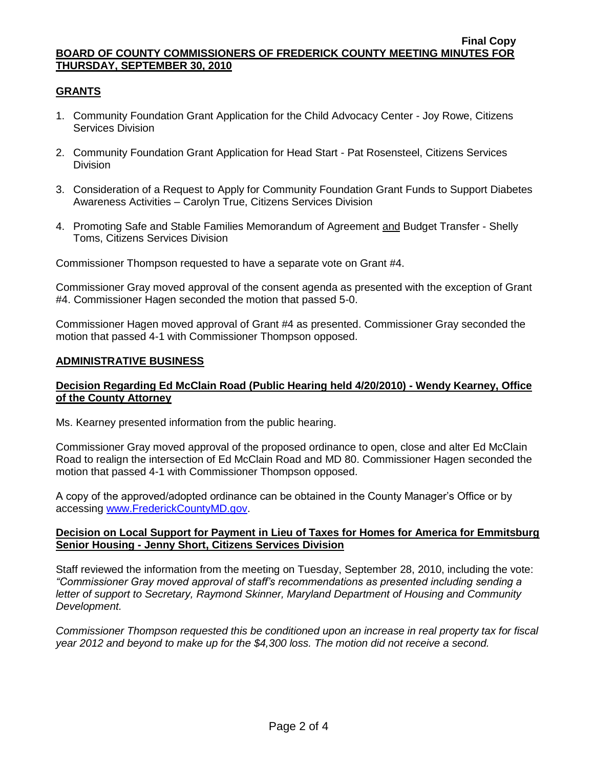## GRANTS

1. Community Foundation Grant Application for the Child Advocacy Center - Joy Rowe, Citizens Services Division
2. Community Foundation Grant Application for Head Start - Pat Rosensteel, Citizens Services Division
3. Consideration of a Request to Apply for Community Foundation Grant Funds to Support Diabetes Awareness Activities – Carolyn True, Citizens Services Division
4. Promoting Safe and Stable Families Memorandum of Agreement and Budget Transfer - Shelly Toms, Citizens Services Division

Commissioner Thompson requested to have a separate vote on Grant #4.

Commissioner Gray moved approval of the consent agenda as presented with the exception of Grant #4. Commissioner Hagen seconded the motion that passed 5-0.

Commissioner Hagen moved approval of Grant #4 as presented. Commissioner Gray seconded the motion that passed 4-1 with Commissioner Thompson opposed.

## ADMINISTRATIVE BUSINESS

### Decision Regarding Ed McClain Road (Public Hearing held 4/20/2010) - Wendy Kearney, Office of the County Attorney

Ms. Kearney presented information from the public hearing.

Commissioner Gray moved approval of the proposed ordinance to open, close and alter Ed McClain Road to realign the intersection of Ed McClain Road and MD 80. Commissioner Hagen seconded the motion that passed 4-1 with Commissioner Thompson opposed.

A copy of the approved/adopted ordinance can be obtained in the County Manager's Office or by accessing www.FrederickCountyMD.gov.

### Decision on Local Support for Payment in Lieu of Taxes for Homes for America for Emmitsburg Senior Housing - Jenny Short, Citizens Services Division

Staff reviewed the information from the meeting on Tuesday, September 28, 2010, including the vote: *"Commissioner Gray moved approval of staff's recommendations as presented including sending a letter of support to Secretary, Raymond Skinner, Maryland Department of Housing and Community Development.*

*Commissioner Thompson requested this be conditioned upon an increase in real property tax for fiscal year 2012 and beyond to make up for the $4,300 loss. The motion did not receive a second.*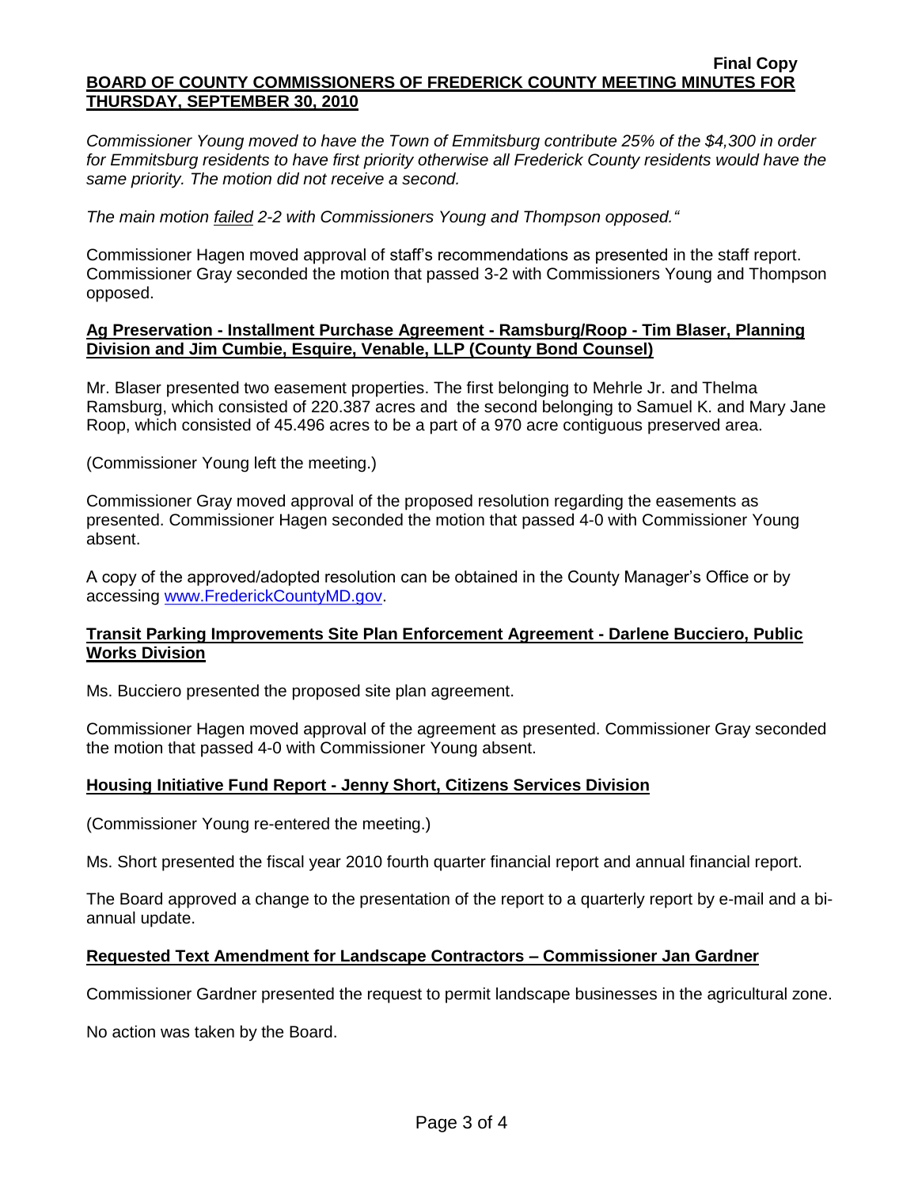*Commissioner Young moved to have the Town of Emmitsburg contribute 25% of the $4,300 in order for Emmitsburg residents to have first priority otherwise all Frederick County residents would have the same priority. The motion did not receive a second.*

*The main motion failed 2-2 with Commissioners Young and Thompson opposed."*

Commissioner Hagen moved approval of staff's recommendations as presented in the staff report. Commissioner Gray seconded the motion that passed 3-2 with Commissioners Young and Thompson opposed.

**Ag Preservation - Installment Purchase Agreement - Ramsburg/Roop - Tim Blaser, Planning Division and Jim Cumbie, Esquire, Venable, LLP (County Bond Counsel)**

Mr. Blaser presented two easement properties. The first belonging to Mehrle Jr. and Thelma Ramsburg, which consisted of 220.387 acres and the second belonging to Samuel K. and Mary Jane Roop, which consisted of 45.496 acres to be a part of a 970 acre contiguous preserved area.

(Commissioner Young left the meeting.)

Commissioner Gray moved approval of the proposed resolution regarding the easements as presented. Commissioner Hagen seconded the motion that passed 4-0 with Commissioner Young absent.

A copy of the approved/adopted resolution can be obtained in the County Manager's Office or by accessing www.FrederickCountyMD.gov.

**Transit Parking Improvements Site Plan Enforcement Agreement - Darlene Bucciero, Public Works Division**

Ms. Bucciero presented the proposed site plan agreement.

Commissioner Hagen moved approval of the agreement as presented. Commissioner Gray seconded the motion that passed 4-0 with Commissioner Young absent.

**Housing Initiative Fund Report - Jenny Short, Citizens Services Division**

(Commissioner Young re-entered the meeting.)

Ms. Short presented the fiscal year 2010 fourth quarter financial report and annual financial report.

The Board approved a change to the presentation of the report to a quarterly report by e-mail and a bi-annual update.

**Requested Text Amendment for Landscape Contractors – Commissioner Jan Gardner**

Commissioner Gardner presented the request to permit landscape businesses in the agricultural zone.

No action was taken by the Board.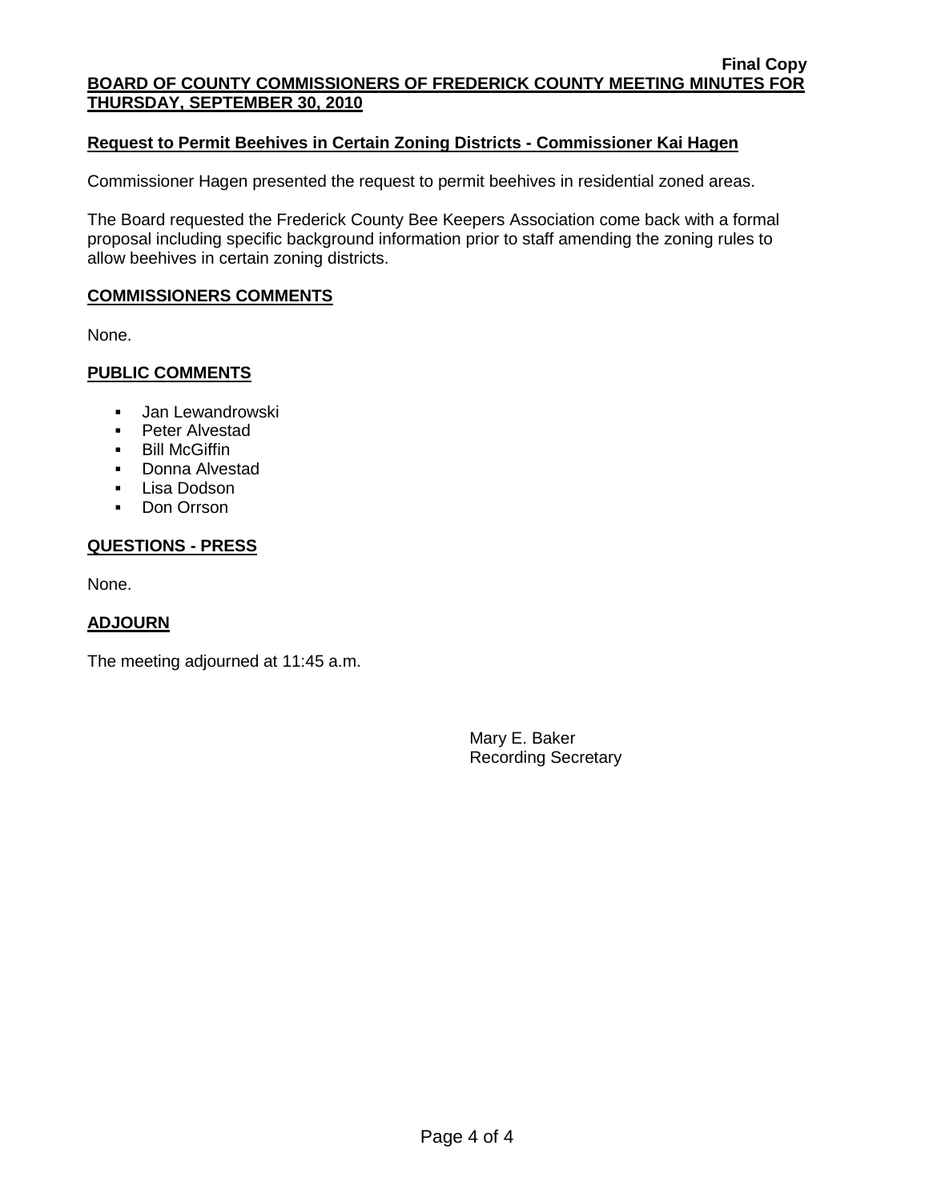**Final Copy**

**BOARD OF COUNTY COMMISSIONERS OF FREDERICK COUNTY MEETING MINUTES FOR THURSDAY, SEPTEMBER 30, 2010**

**Request to Permit Beehives in Certain Zoning Districts - Commissioner Kai Hagen**

Commissioner Hagen presented the request to permit beehives in residential zoned areas.

The Board requested the Frederick County Bee Keepers Association come back with a formal proposal including specific background information prior to staff amending the zoning rules to allow beehives in certain zoning districts.

**COMMISSIONERS COMMENTS**

None.

**PUBLIC COMMENTS**

- Jan Lewandrowski
- Peter Alvestad
- Bill McGiffin
- Donna Alvestad
- Lisa Dodson
- Don Orrson

**QUESTIONS - PRESS**

None.

**ADJOURN**

The meeting adjourned at 11:45 a.m.

Mary E. Baker
Recording Secretary